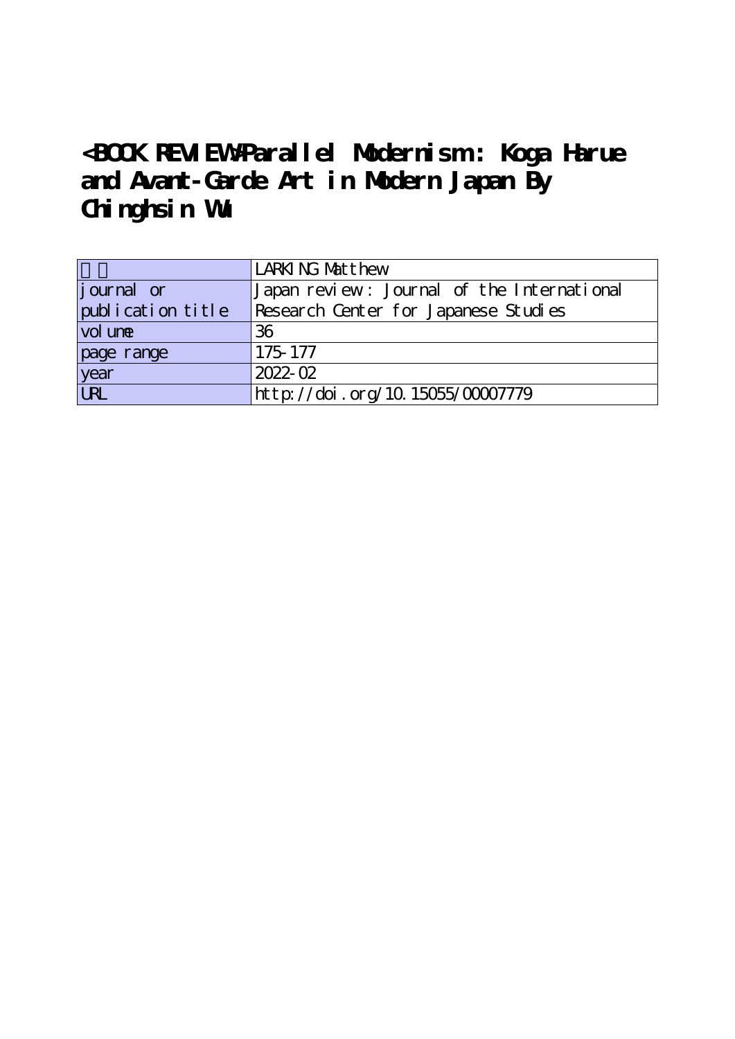# <BOOK REVIEW>Parallel Modernism: Koga Harue and Avant-Garde Art in Modern Japan By Chinghsin Wu

| 著者 | LARKING Matthew |
|---|---|
| journal or publication title | Japan review : Journal of the International Research Center for Japanese Studies |
| volume | 36 |
| page range | 175-177 |
| year | 2022-02 |
| URL | http://doi.org/10.15055/00007779 |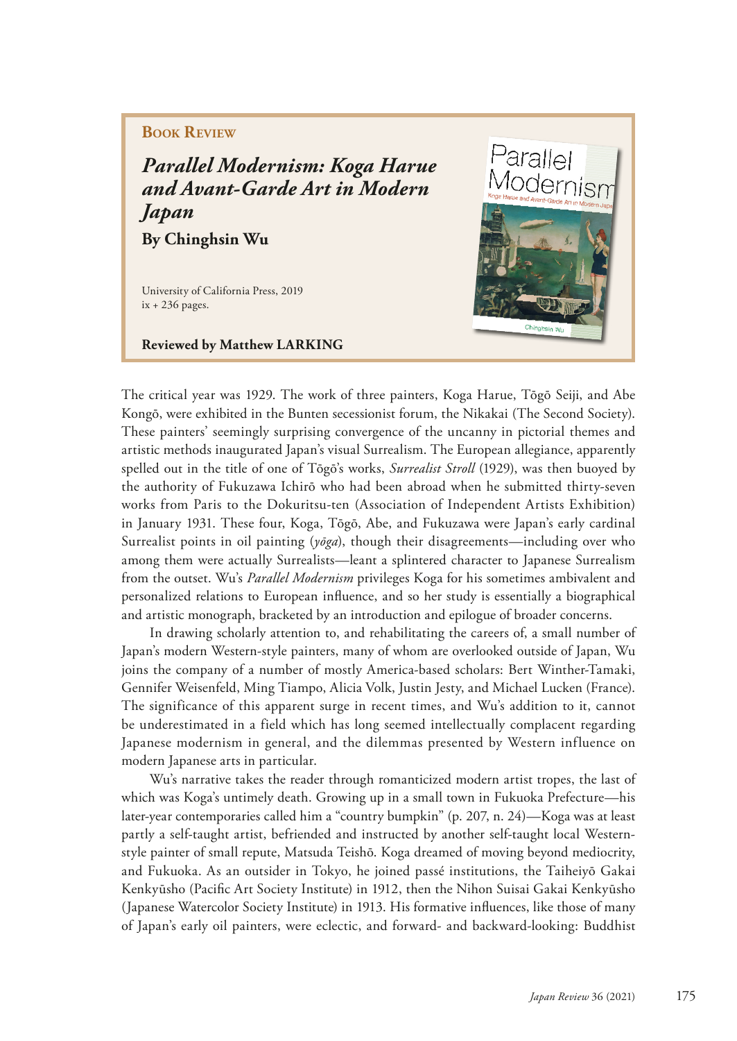**Book Review**

## *Parallel Modernism: Koga Harue and Avant-Garde Art in Modern Japan*

### By Chinghsin Wu

University of California Press, 2019
ix + 236 pages.

**Reviewed by Matthew LARKING**

The critical year was 1929. The work of three painters, Koga Harue, Tōgō Seiji, and Abe Kongō, were exhibited in the Bunten secessionist forum, the Nikakai (The Second Society). These painters' seemingly surprising convergence of the uncanny in pictorial themes and artistic methods inaugurated Japan's visual Surrealism. The European allegiance, apparently spelled out in the title of one of Tōgō's works, *Surrealist Stroll* (1929), was then buoyed by the authority of Fukuzawa Ichirō who had been abroad when he submitted thirty-seven works from Paris to the Dokuritsu-ten (Association of Independent Artists Exhibition) in January 1931. These four, Koga, Tōgō, Abe, and Fukuzawa were Japan's early cardinal Surrealist points in oil painting (*yōga*), though their disagreements—including over who among them were actually Surrealists—leant a splintered character to Japanese Surrealism from the outset. Wu's *Parallel Modernism* privileges Koga for his sometimes ambivalent and personalized relations to European influence, and so her study is essentially a biographical and artistic monograph, bracketed by an introduction and epilogue of broader concerns.

In drawing scholarly attention to, and rehabilitating the careers of, a small number of Japan's modern Western-style painters, many of whom are overlooked outside of Japan, Wu joins the company of a number of mostly America-based scholars: Bert Winther-Tamaki, Gennifer Weisenfeld, Ming Tiampo, Alicia Volk, Justin Jesty, and Michael Lucken (France). The significance of this apparent surge in recent times, and Wu's addition to it, cannot be underestimated in a field which has long seemed intellectually complacent regarding Japanese modernism in general, and the dilemmas presented by Western influence on modern Japanese arts in particular.

Wu's narrative takes the reader through romanticized modern artist tropes, the last of which was Koga's untimely death. Growing up in a small town in Fukuoka Prefecture—his later-year contemporaries called him a "country bumpkin" (p. 207, n. 24)—Koga was at least partly a self-taught artist, befriended and instructed by another self-taught local Western-style painter of small repute, Matsuda Teishō. Koga dreamed of moving beyond mediocrity, and Fukuoka. As an outsider in Tokyo, he joined passé institutions, the Taiheiyō Gakai Kenkyūsho (Pacific Art Society Institute) in 1912, then the Nihon Suisai Gakai Kenkyūsho (Japanese Watercolor Society Institute) in 1913. His formative influences, like those of many of Japan's early oil painters, were eclectic, and forward- and backward-looking: Buddhist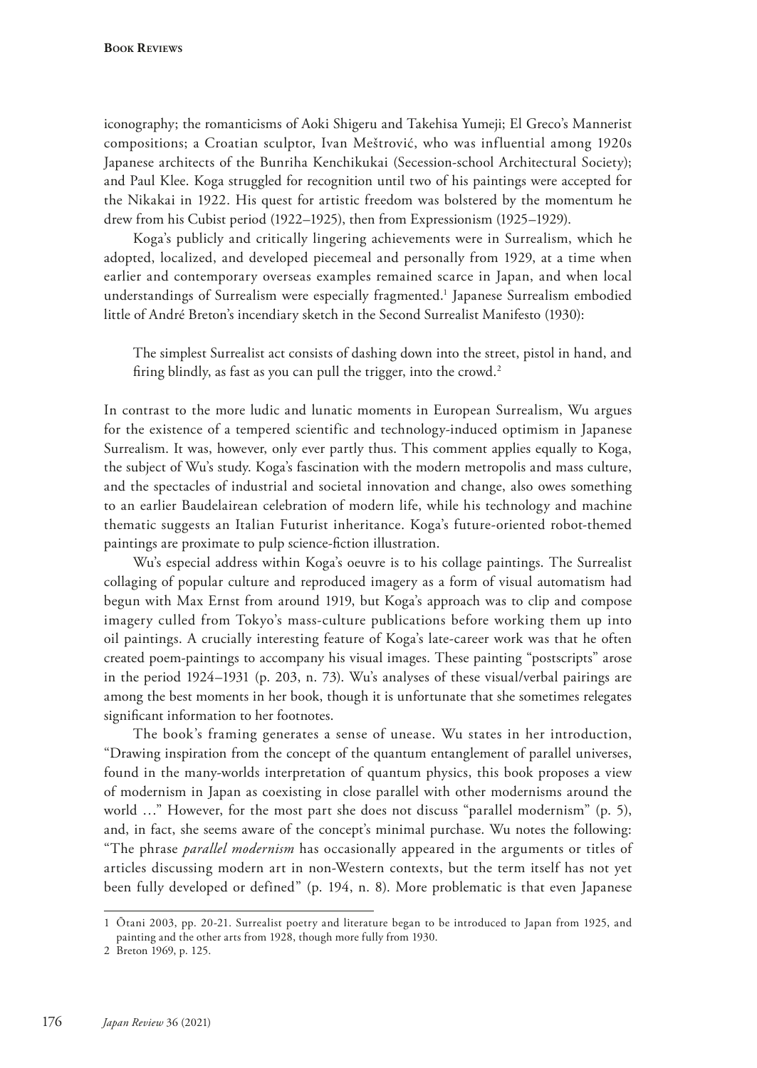iconography; the romanticisms of Aoki Shigeru and Takehisa Yumeji; El Greco's Mannerist compositions; a Croatian sculptor, Ivan Meštrović, who was influential among 1920s Japanese architects of the Bunriha Kenchikukai (Secession-school Architectural Society); and Paul Klee. Koga struggled for recognition until two of his paintings were accepted for the Nikakai in 1922. His quest for artistic freedom was bolstered by the momentum he drew from his Cubist period (1922–1925), then from Expressionism (1925–1929).

Koga's publicly and critically lingering achievements were in Surrealism, which he adopted, localized, and developed piecemeal and personally from 1929, at a time when earlier and contemporary overseas examples remained scarce in Japan, and when local understandings of Surrealism were especially fragmented.[1] Japanese Surrealism embodied little of André Breton's incendiary sketch in the Second Surrealist Manifesto (1930):

> The simplest Surrealist act consists of dashing down into the street, pistol in hand, and firing blindly, as fast as you can pull the trigger, into the crowd.[2]

In contrast to the more ludic and lunatic moments in European Surrealism, Wu argues for the existence of a tempered scientific and technology-induced optimism in Japanese Surrealism. It was, however, only ever partly thus. This comment applies equally to Koga, the subject of Wu's study. Koga's fascination with the modern metropolis and mass culture, and the spectacles of industrial and societal innovation and change, also owes something to an earlier Baudelairean celebration of modern life, while his technology and machine thematic suggests an Italian Futurist inheritance. Koga's future-oriented robot-themed paintings are proximate to pulp science-fiction illustration.

Wu's especial address within Koga's oeuvre is to his collage paintings. The Surrealist collaging of popular culture and reproduced imagery as a form of visual automatism had begun with Max Ernst from around 1919, but Koga's approach was to clip and compose imagery culled from Tokyo's mass-culture publications before working them up into oil paintings. A crucially interesting feature of Koga's late-career work was that he often created poem-paintings to accompany his visual images. These painting "postscripts" arose in the period 1924–1931 (p. 203, n. 73). Wu's analyses of these visual/verbal pairings are among the best moments in her book, though it is unfortunate that she sometimes relegates significant information to her footnotes.

The book's framing generates a sense of unease. Wu states in her introduction, "Drawing inspiration from the concept of the quantum entanglement of parallel universes, found in the many-worlds interpretation of quantum physics, this book proposes a view of modernism in Japan as coexisting in close parallel with other modernisms around the world …" However, for the most part she does not discuss "parallel modernism" (p. 5), and, in fact, she seems aware of the concept's minimal purchase. Wu notes the following: "The phrase *parallel modernism* has occasionally appeared in the arguments or titles of articles discussing modern art in non-Western contexts, but the term itself has not yet been fully developed or defined" (p. 194, n. 8). More problematic is that even Japanese

---

1 Ōtani 2003, pp. 20-21. Surrealist poetry and literature began to be introduced to Japan from 1925, and painting and the other arts from 1928, though more fully from 1930.

2 Breton 1969, p. 125.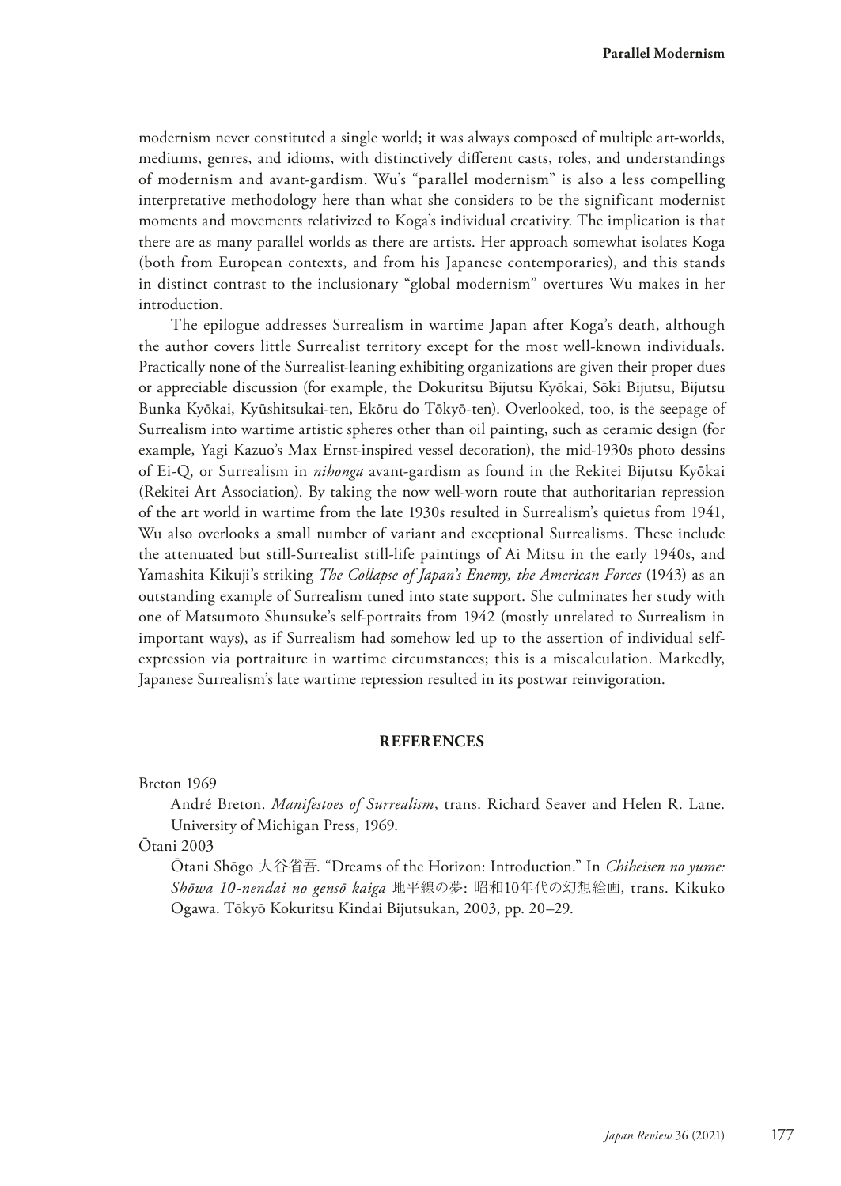modernism never constituted a single world; it was always composed of multiple art-worlds, mediums, genres, and idioms, with distinctively different casts, roles, and understandings of modernism and avant-gardism. Wu's "parallel modernism" is also a less compelling interpretative methodology here than what she considers to be the significant modernist moments and movements relativized to Koga's individual creativity. The implication is that there are as many parallel worlds as there are artists. Her approach somewhat isolates Koga (both from European contexts, and from his Japanese contemporaries), and this stands in distinct contrast to the inclusionary "global modernism" overtures Wu makes in her introduction.

The epilogue addresses Surrealism in wartime Japan after Koga's death, although the author covers little Surrealist territory except for the most well-known individuals. Practically none of the Surrealist-leaning exhibiting organizations are given their proper dues or appreciable discussion (for example, the Dokuritsu Bijutsu Kyōkai, Sōki Bijutsu, Bijutsu Bunka Kyōkai, Kyūshitsukai-ten, Ekōru do Tōkyō-ten). Overlooked, too, is the seepage of Surrealism into wartime artistic spheres other than oil painting, such as ceramic design (for example, Yagi Kazuo's Max Ernst-inspired vessel decoration), the mid-1930s photo dessins of Ei-Q, or Surrealism in *nihonga* avant-gardism as found in the Rekitei Bijutsu Kyōkai (Rekitei Art Association). By taking the now well-worn route that authoritarian repression of the art world in wartime from the late 1930s resulted in Surrealism's quietus from 1941, Wu also overlooks a small number of variant and exceptional Surrealisms. These include the attenuated but still-Surrealist still-life paintings of Ai Mitsu in the early 1940s, and Yamashita Kikuji's striking *The Collapse of Japan's Enemy, the American Forces* (1943) as an outstanding example of Surrealism tuned into state support. She culminates her study with one of Matsumoto Shunsuke's self-portraits from 1942 (mostly unrelated to Surrealism in important ways), as if Surrealism had somehow led up to the assertion of individual self-expression via portraiture in wartime circumstances; this is a miscalculation. Markedly, Japanese Surrealism's late wartime repression resulted in its postwar reinvigoration.

## REFERENCES

Breton 1969

André Breton. *Manifestoes of Surrealism*, trans. Richard Seaver and Helen R. Lane. University of Michigan Press, 1969.

Ōtani 2003

Ōtani Shōgo 大谷省吾. "Dreams of the Horizon: Introduction." In *Chiheisen no yume: Shōwa 10-nendai no gensō kaiga* 地平線の夢: 昭和10年代の幻想絵画, trans. Kikuko Ogawa. Tōkyō Kokuritsu Kindai Bijutsukan, 2003, pp. 20–29.